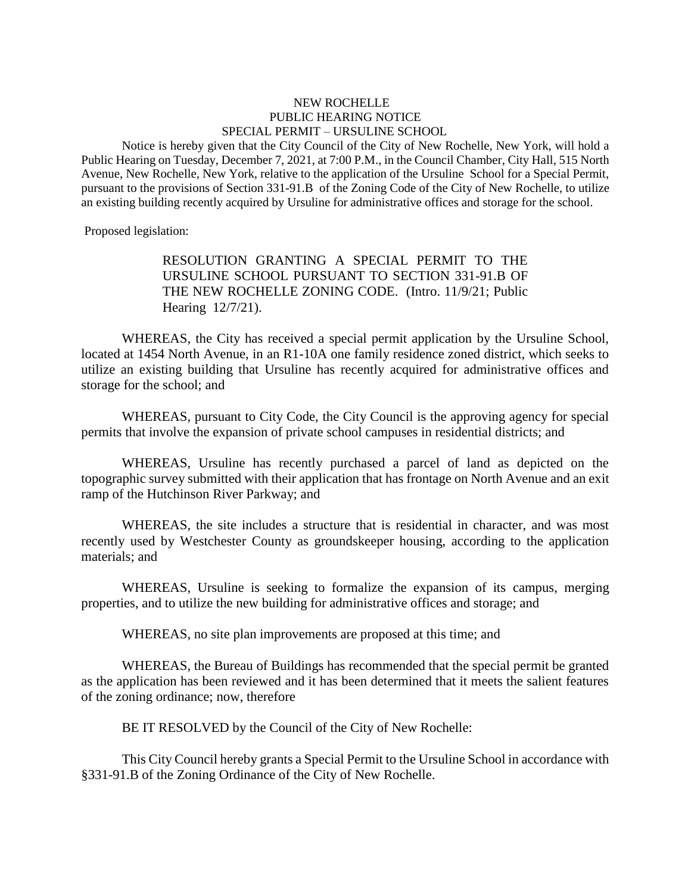# NEW ROCHELLE
## PUBLIC HEARING NOTICE
## SPECIAL PERMIT – URSULINE SCHOOL

Notice is hereby given that the City Council of the City of New Rochelle, New York, will hold a Public Hearing on Tuesday, December 7, 2021, at 7:00 P.M., in the Council Chamber, City Hall, 515 North Avenue, New Rochelle, New York, relative to the application of the Ursuline School for a Special Permit, pursuant to the provisions of Section 331-91.B of the Zoning Code of the City of New Rochelle, to utilize an existing building recently acquired by Ursuline for administrative offices and storage for the school.

Proposed legislation:

> RESOLUTION GRANTING A SPECIAL PERMIT TO THE URSULINE SCHOOL PURSUANT TO SECTION 331-91.B OF THE NEW ROCHELLE ZONING CODE. (Intro. 11/9/21; Public Hearing 12/7/21).

WHEREAS, the City has received a special permit application by the Ursuline School, located at 1454 North Avenue, in an R1-10A one family residence zoned district, which seeks to utilize an existing building that Ursuline has recently acquired for administrative offices and storage for the school; and

WHEREAS, pursuant to City Code, the City Council is the approving agency for special permits that involve the expansion of private school campuses in residential districts; and

WHEREAS, Ursuline has recently purchased a parcel of land as depicted on the topographic survey submitted with their application that has frontage on North Avenue and an exit ramp of the Hutchinson River Parkway; and

WHEREAS, the site includes a structure that is residential in character, and was most recently used by Westchester County as groundskeeper housing, according to the application materials; and

WHEREAS, Ursuline is seeking to formalize the expansion of its campus, merging properties, and to utilize the new building for administrative offices and storage; and

WHEREAS, no site plan improvements are proposed at this time; and

WHEREAS, the Bureau of Buildings has recommended that the special permit be granted as the application has been reviewed and it has been determined that it meets the salient features of the zoning ordinance; now, therefore

BE IT RESOLVED by the Council of the City of New Rochelle:

This City Council hereby grants a Special Permit to the Ursuline School in accordance with §331-91.B of the Zoning Ordinance of the City of New Rochelle.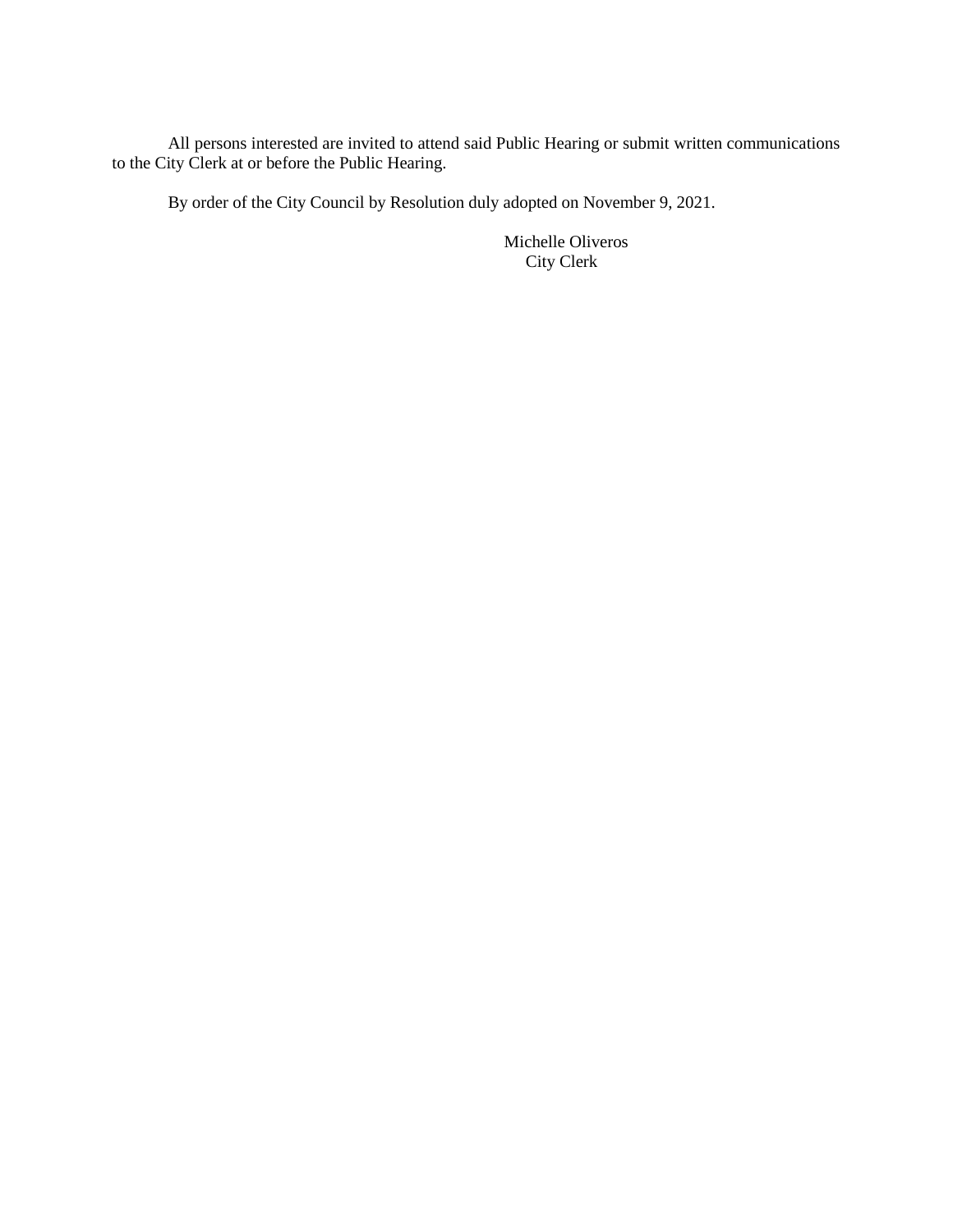All persons interested are invited to attend said Public Hearing or submit written communications to the City Clerk at or before the Public Hearing.

By order of the City Council by Resolution duly adopted on November 9, 2021.

Michelle Oliveros
City Clerk